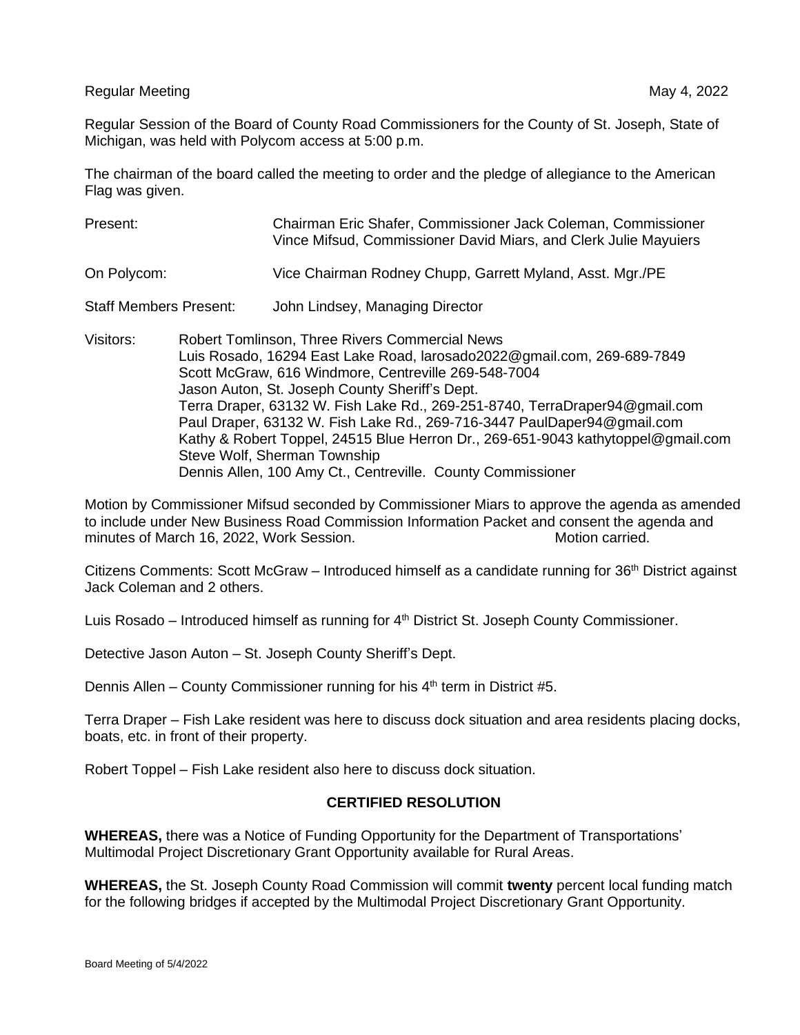Regular Meeting May 4, 2022

Regular Session of the Board of County Road Commissioners for the County of St. Joseph, State of Michigan, was held with Polycom access at 5:00 p.m.

The chairman of the board called the meeting to order and the pledge of allegiance to the American Flag was given.

Present: Chairman Eric Shafer, Commissioner Jack Coleman, Commissioner Vince Mifsud, Commissioner David Miars, and Clerk Julie Mayuiers

On Polycom: Vice Chairman Rodney Chupp, Garrett Myland, Asst. Mgr./PE

Staff Members Present: John Lindsey, Managing Director

Visitors:
Robert Tomlinson, Three Rivers Commercial News
Luis Rosado, 16294 East Lake Road, larosado2022@gmail.com, 269-689-7849
Scott McGraw, 616 Windmore, Centreville 269-548-7004
Jason Auton, St. Joseph County Sheriff's Dept.
Terra Draper, 63132 W. Fish Lake Rd., 269-251-8740, TerraDraper94@gmail.com
Paul Draper, 63132 W. Fish Lake Rd., 269-716-3447 PaulDaper94@gmail.com
Kathy & Robert Toppel, 24515 Blue Herron Dr., 269-651-9043 kathytoppel@gmail.com
Steve Wolf, Sherman Township
Dennis Allen, 100 Amy Ct., Centreville. County Commissioner

Motion by Commissioner Mifsud seconded by Commissioner Miars to approve the agenda as amended to include under New Business Road Commission Information Packet and consent the agenda and minutes of March 16, 2022, Work Session. Motion carried.

Citizens Comments: Scott McGraw – Introduced himself as a candidate running for 36th District against Jack Coleman and 2 others.

Luis Rosado – Introduced himself as running for 4th District St. Joseph County Commissioner.

Detective Jason Auton – St. Joseph County Sheriff's Dept.

Dennis Allen – County Commissioner running for his 4th term in District #5.

Terra Draper – Fish Lake resident was here to discuss dock situation and area residents placing docks, boats, etc. in front of their property.

Robert Toppel – Fish Lake resident also here to discuss dock situation.

## CERTIFIED RESOLUTION

**WHEREAS,** there was a Notice of Funding Opportunity for the Department of Transportations' Multimodal Project Discretionary Grant Opportunity available for Rural Areas.

**WHEREAS,** the St. Joseph County Road Commission will commit **twenty** percent local funding match for the following bridges if accepted by the Multimodal Project Discretionary Grant Opportunity.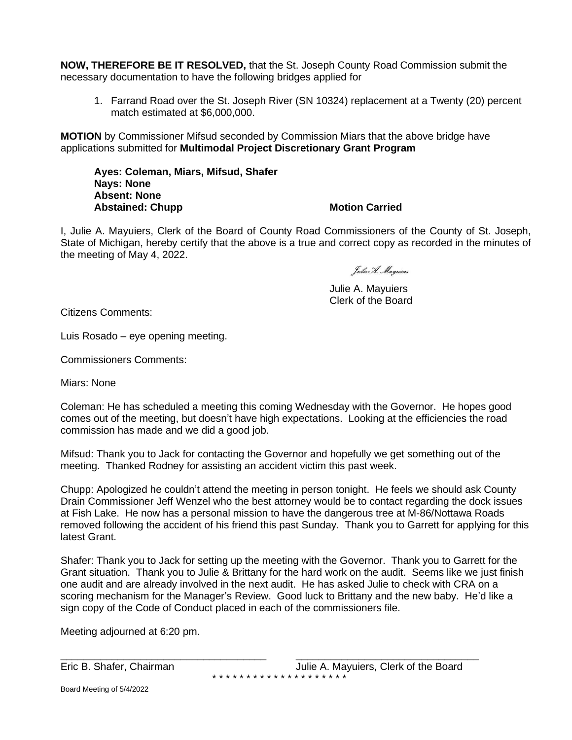**NOW, THEREFORE BE IT RESOLVED,** that the St. Joseph County Road Commission submit the necessary documentation to have the following bridges applied for

1. Farrand Road over the St. Joseph River (SN 10324) replacement at a Twenty (20) percent match estimated at $6,000,000.

**MOTION** by Commissioner Mifsud seconded by Commission Miars that the above bridge have applications submitted for **Multimodal Project Discretionary Grant Program**

**Ayes: Coleman, Miars, Mifsud, Shafer**
**Nays: None**
**Absent: None**
**Abstained: Chupp** **Motion Carried**

I, Julie A. Mayuiers, Clerk of the Board of County Road Commissioners of the County of St. Joseph, State of Michigan, hereby certify that the above is a true and correct copy as recorded in the minutes of the meeting of May 4, 2022.

*Julie A. Mayuiers*

Julie A. Mayuiers
Clerk of the Board

Citizens Comments:

Luis Rosado – eye opening meeting.

Commissioners Comments:

Miars: None

Coleman: He has scheduled a meeting this coming Wednesday with the Governor. He hopes good comes out of the meeting, but doesn't have high expectations. Looking at the efficiencies the road commission has made and we did a good job.

Mifsud: Thank you to Jack for contacting the Governor and hopefully we get something out of the meeting. Thanked Rodney for assisting an accident victim this past week.

Chupp: Apologized he couldn't attend the meeting in person tonight. He feels we should ask County Drain Commissioner Jeff Wenzel who the best attorney would be to contact regarding the dock issues at Fish Lake. He now has a personal mission to have the dangerous tree at M-86/Nottawa Roads removed following the accident of his friend this past Sunday. Thank you to Garrett for applying for this latest Grant.

Shafer: Thank you to Jack for setting up the meeting with the Governor. Thank you to Garrett for the Grant situation. Thank you to Julie & Brittany for the hard work on the audit. Seems like we just finish one audit and are already involved in the next audit. He has asked Julie to check with CRA on a scoring mechanism for the Manager's Review. Good luck to Brittany and the new baby. He'd like a sign copy of the Code of Conduct placed in each of the commissioners file.

Meeting adjourned at 6:20 pm.

\_\_\_\_\_\_\_\_\_\_\_\_\_\_\_\_\_\_\_\_\_\_\_\_\_\_\_\_\_\_\_\_\_\_\_ \_\_\_\_\_\_\_\_\_\_\_\_\_\_\_\_\_\_\_\_\_\_\_\_\_\_\_\_\_\_\_\_\_\_\_
Eric B. Shafer, Chairman Julie A. Mayuiers, Clerk of the Board

* * * * * * * * * * * * * * * * * * * *